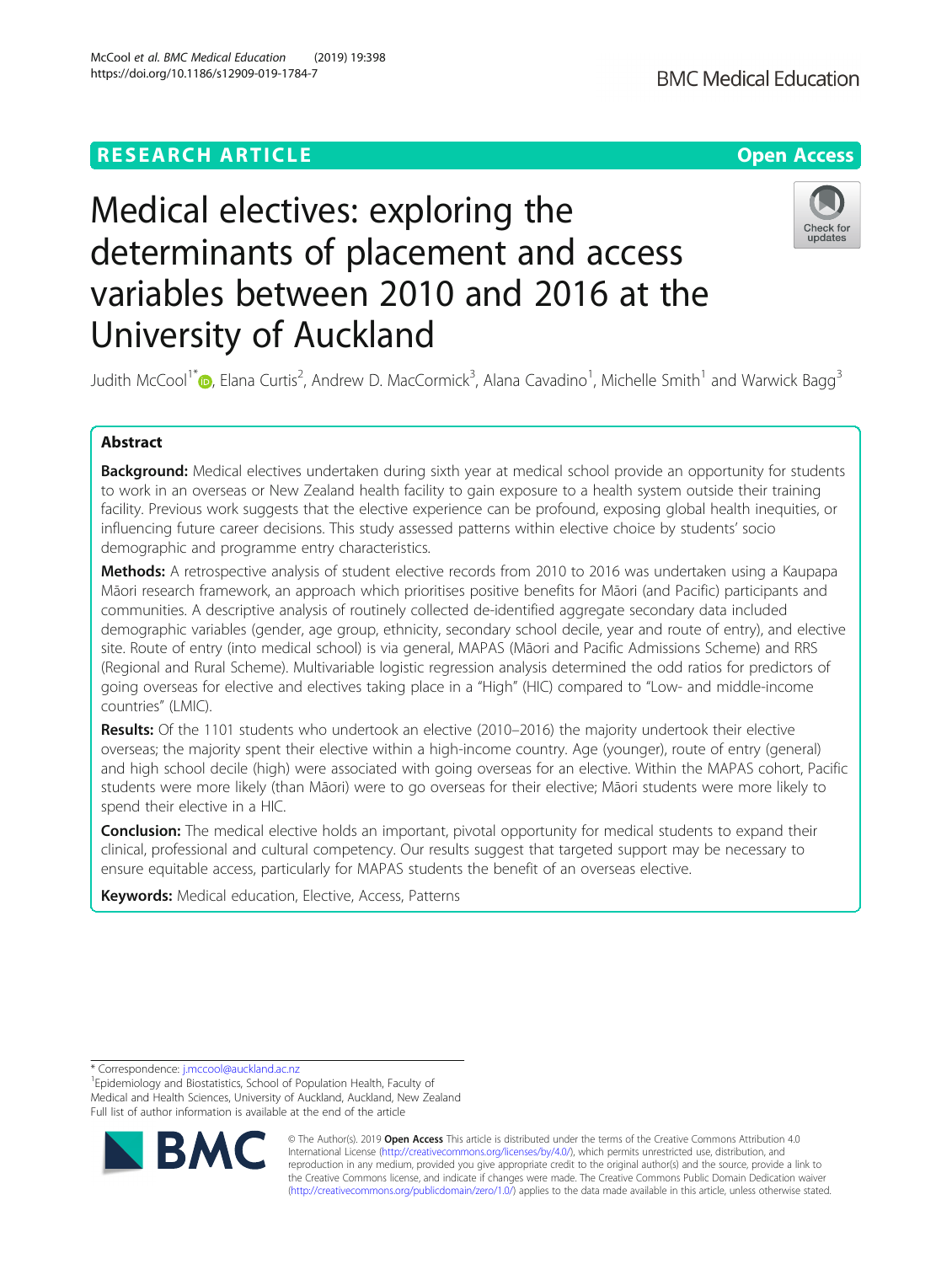RESEARCH ARTICLE

Open Access

# Medical electives: exploring the determinants of placement and access variables between 2010 and 2016 at the University of Auckland

Judith McCool[1*], Elana Curtis[2], Andrew D. MacCormick[3], Alana Cavadino[1], Michelle Smith[1] and Warwick Bagg[3]

## Abstract

**Background:** Medical electives undertaken during sixth year at medical school provide an opportunity for students to work in an overseas or New Zealand health facility to gain exposure to a health system outside their training facility. Previous work suggests that the elective experience can be profound, exposing global health inequities, or influencing future career decisions. This study assessed patterns within elective choice by students' socio demographic and programme entry characteristics.

**Methods:** A retrospective analysis of student elective records from 2010 to 2016 was undertaken using a Kaupapa Māori research framework, an approach which prioritises positive benefits for Māori (and Pacific) participants and communities. A descriptive analysis of routinely collected de-identified aggregate secondary data included demographic variables (gender, age group, ethnicity, secondary school decile, year and route of entry), and elective site. Route of entry (into medical school) is via general, MAPAS (Māori and Pacific Admissions Scheme) and RRS (Regional and Rural Scheme). Multivariable logistic regression analysis determined the odd ratios for predictors of going overseas for elective and electives taking place in a "High" (HIC) compared to "Low- and middle-income countries" (LMIC).

**Results:** Of the 1101 students who undertook an elective (2010–2016) the majority undertook their elective overseas; the majority spent their elective within a high-income country. Age (younger), route of entry (general) and high school decile (high) were associated with going overseas for an elective. Within the MAPAS cohort, Pacific students were more likely (than Māori) were to go overseas for their elective; Māori students were more likely to spend their elective in a HIC.

**Conclusion:** The medical elective holds an important, pivotal opportunity for medical students to expand their clinical, professional and cultural competency. Our results suggest that targeted support may be necessary to ensure equitable access, particularly for MAPAS students the benefit of an overseas elective.

**Keywords:** Medical education, Elective, Access, Patterns

* Correspondence: j.mccool@auckland.ac.nz
[1]Epidemiology and Biostatistics, School of Population Health, Faculty of Medical and Health Sciences, University of Auckland, Auckland, New Zealand
Full list of author information is available at the end of the article

© The Author(s). 2019 **Open Access** This article is distributed under the terms of the Creative Commons Attribution 4.0 International License (http://creativecommons.org/licenses/by/4.0/), which permits unrestricted use, distribution, and reproduction in any medium, provided you give appropriate credit to the original author(s) and the source, provide a link to the Creative Commons license, and indicate if changes were made. The Creative Commons Public Domain Dedication waiver (http://creativecommons.org/publicdomain/zero/1.0/) applies to the data made available in this article, unless otherwise stated.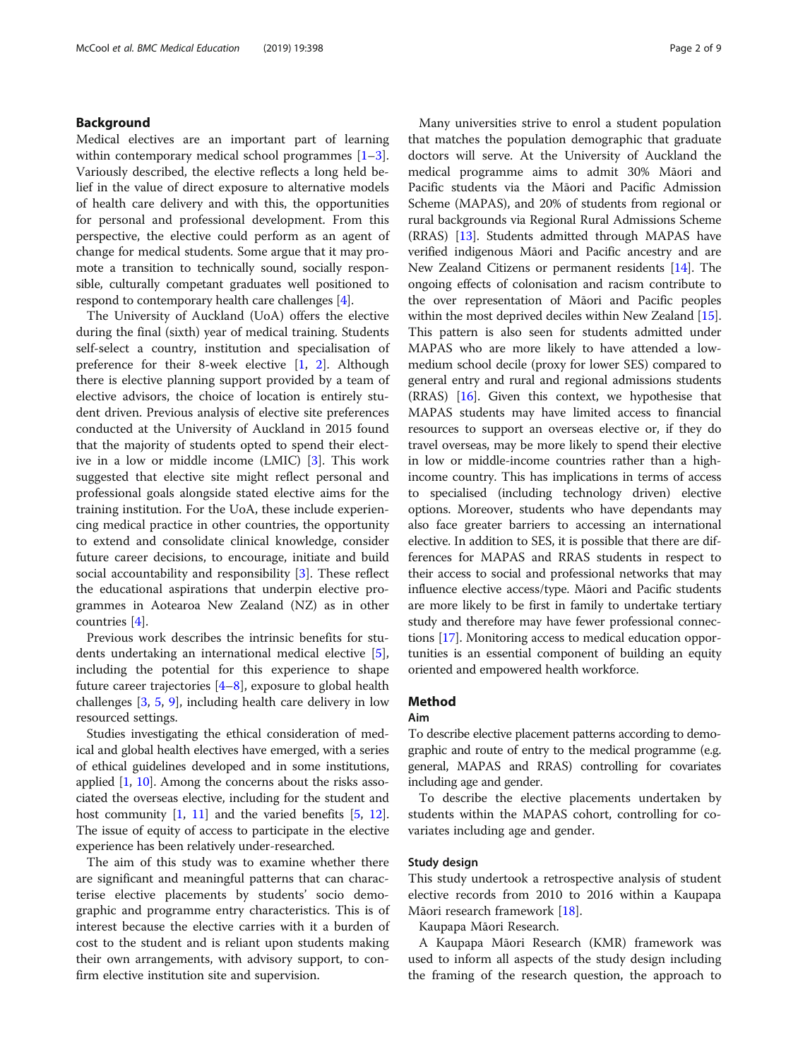## Background

Medical electives are an important part of learning within contemporary medical school programmes [1–3]. Variously described, the elective reflects a long held belief in the value of direct exposure to alternative models of health care delivery and with this, the opportunities for personal and professional development. From this perspective, the elective could perform as an agent of change for medical students. Some argue that it may promote a transition to technically sound, socially responsible, culturally competant graduates well positioned to respond to contemporary health care challenges [4].

The University of Auckland (UoA) offers the elective during the final (sixth) year of medical training. Students self-select a country, institution and specialisation of preference for their 8-week elective [1, 2]. Although there is elective planning support provided by a team of elective advisors, the choice of location is entirely student driven. Previous analysis of elective site preferences conducted at the University of Auckland in 2015 found that the majority of students opted to spend their elective in a low or middle income (LMIC) [3]. This work suggested that elective site might reflect personal and professional goals alongside stated elective aims for the training institution. For the UoA, these include experiencing medical practice in other countries, the opportunity to extend and consolidate clinical knowledge, consider future career decisions, to encourage, initiate and build social accountability and responsibility [3]. These reflect the educational aspirations that underpin elective programmes in Aotearoa New Zealand (NZ) as in other countries [4].

Previous work describes the intrinsic benefits for students undertaking an international medical elective [5], including the potential for this experience to shape future career trajectories [4–8], exposure to global health challenges [3, 5, 9], including health care delivery in low resourced settings.

Studies investigating the ethical consideration of medical and global health electives have emerged, with a series of ethical guidelines developed and in some institutions, applied [1, 10]. Among the concerns about the risks associated the overseas elective, including for the student and host community [1, 11] and the varied benefits [5, 12]. The issue of equity of access to participate in the elective experience has been relatively under-researched.

The aim of this study was to examine whether there are significant and meaningful patterns that can characterise elective placements by students' socio demographic and programme entry characteristics. This is of interest because the elective carries with it a burden of cost to the student and is reliant upon students making their own arrangements, with advisory support, to confirm elective institution site and supervision.

Many universities strive to enrol a student population that matches the population demographic that graduate doctors will serve. At the University of Auckland the medical programme aims to admit 30% Māori and Pacific students via the Māori and Pacific Admission Scheme (MAPAS), and 20% of students from regional or rural backgrounds via Regional Rural Admissions Scheme (RRAS) [13]. Students admitted through MAPAS have verified indigenous Māori and Pacific ancestry and are New Zealand Citizens or permanent residents [14]. The ongoing effects of colonisation and racism contribute to the over representation of Māori and Pacific peoples within the most deprived deciles within New Zealand [15]. This pattern is also seen for students admitted under MAPAS who are more likely to have attended a low-medium school decile (proxy for lower SES) compared to general entry and regional admissions students (RRAS) [16]. Given this context, we hypothesise that MAPAS students may have limited access to financial resources to support an overseas elective or, if they do travel overseas, may be more likely to spend their elective in low or middle-income countries rather than a high-income country. This has implications in terms of access to specialised (including technology driven) elective options. Moreover, students who have dependants may also face greater barriers to accessing an international elective. In addition to SES, it is possible that there are differences for MAPAS and RRAS students in respect to their access to social and professional networks that may influence elective access/type. Māori and Pacific students are more likely to be first in family to undertake tertiary study and therefore may have fewer professional connections [17]. Monitoring access to medical education opportunities is an essential component of building an equity oriented and empowered health workforce.

## Method

### Aim

To describe elective placement patterns according to demographic and route of entry to the medical programme (e.g. general, MAPAS and RRAS) controlling for covariates including age and gender.

To describe the elective placements undertaken by students within the MAPAS cohort, controlling for covariates including age and gender.

### Study design

This study undertook a retrospective analysis of student elective records from 2010 to 2016 within a Kaupapa Māori research framework [18].

Kaupapa Māori Research.

A Kaupapa Māori Research (KMR) framework was used to inform all aspects of the study design including the framing of the research question, the approach to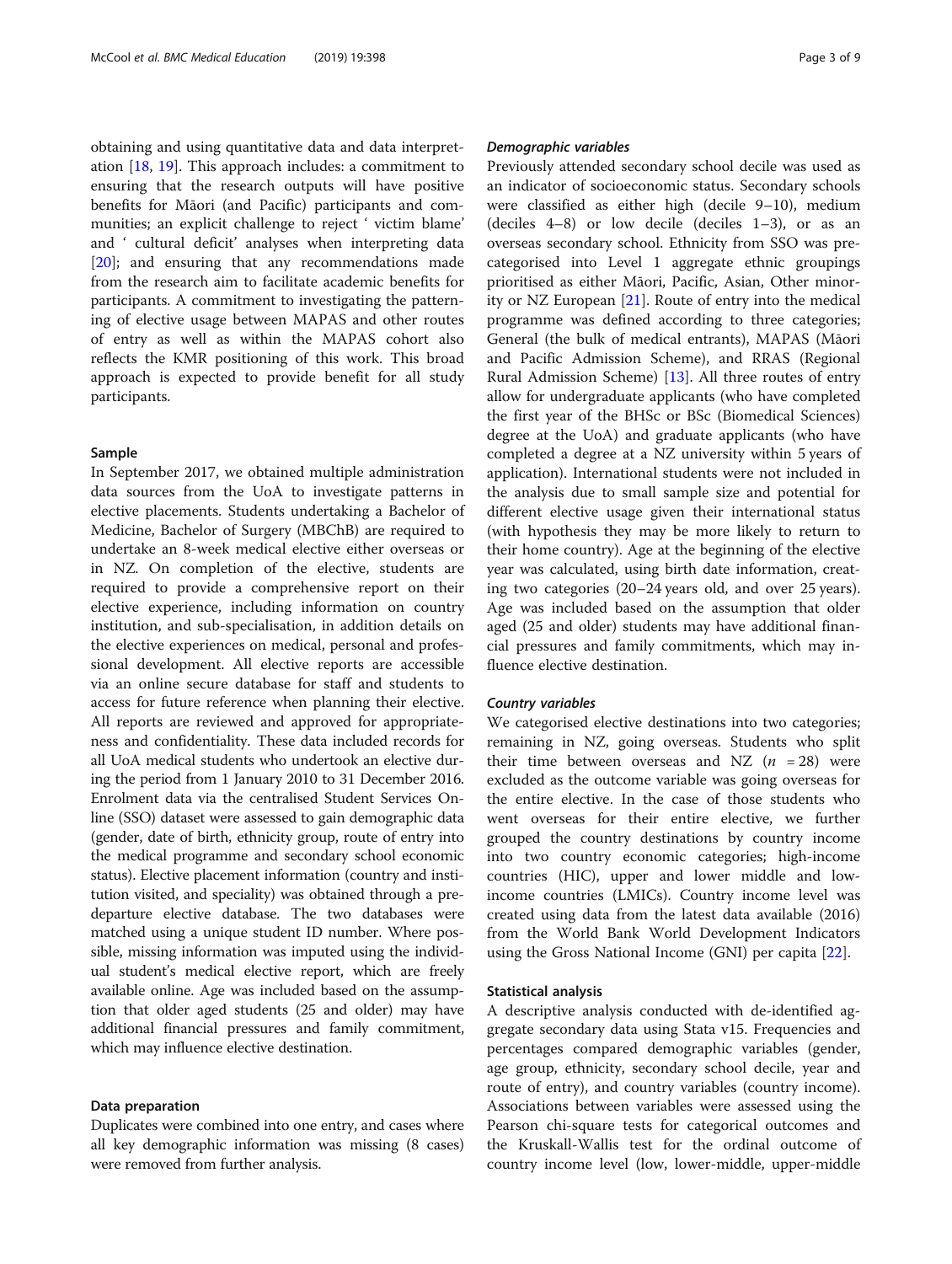obtaining and using quantitative data and data interpretation [18, 19]. This approach includes: a commitment to ensuring that the research outputs will have positive benefits for Māori (and Pacific) participants and communities; an explicit challenge to reject ' victim blame' and ' cultural deficit' analyses when interpreting data [20]; and ensuring that any recommendations made from the research aim to facilitate academic benefits for participants. A commitment to investigating the patterning of elective usage between MAPAS and other routes of entry as well as within the MAPAS cohort also reflects the KMR positioning of this work. This broad approach is expected to provide benefit for all study participants.

## Sample

In September 2017, we obtained multiple administration data sources from the UoA to investigate patterns in elective placements. Students undertaking a Bachelor of Medicine, Bachelor of Surgery (MBChB) are required to undertake an 8-week medical elective either overseas or in NZ. On completion of the elective, students are required to provide a comprehensive report on their elective experience, including information on country institution, and sub-specialisation, in addition details on the elective experiences on medical, personal and professional development. All elective reports are accessible via an online secure database for staff and students to access for future reference when planning their elective. All reports are reviewed and approved for appropriateness and confidentiality. These data included records for all UoA medical students who undertook an elective during the period from 1 January 2010 to 31 December 2016. Enrolment data via the centralised Student Services Online (SSO) dataset were assessed to gain demographic data (gender, date of birth, ethnicity group, route of entry into the medical programme and secondary school economic status). Elective placement information (country and institution visited, and speciality) was obtained through a predeparture elective database. The two databases were matched using a unique student ID number. Where possible, missing information was imputed using the individual student's medical elective report, which are freely available online. Age was included based on the assumption that older aged students (25 and older) may have additional financial pressures and family commitment, which may influence elective destination.

## Data preparation

Duplicates were combined into one entry, and cases where all key demographic information was missing (8 cases) were removed from further analysis.

### *Demographic variables*

Previously attended secondary school decile was used as an indicator of socioeconomic status. Secondary schools were classified as either high (decile 9–10), medium (deciles 4–8) or low decile (deciles 1–3), or as an overseas secondary school. Ethnicity from SSO was precategorised into Level 1 aggregate ethnic groupings prioritised as either Māori, Pacific, Asian, Other minority or NZ European [21]. Route of entry into the medical programme was defined according to three categories; General (the bulk of medical entrants), MAPAS (Māori and Pacific Admission Scheme), and RRAS (Regional Rural Admission Scheme) [13]. All three routes of entry allow for undergraduate applicants (who have completed the first year of the BHSc or BSc (Biomedical Sciences) degree at the UoA) and graduate applicants (who have completed a degree at a NZ university within 5 years of application). International students were not included in the analysis due to small sample size and potential for different elective usage given their international status (with hypothesis they may be more likely to return to their home country). Age at the beginning of the elective year was calculated, using birth date information, creating two categories (20–24 years old, and over 25 years). Age was included based on the assumption that older aged (25 and older) students may have additional financial pressures and family commitments, which may influence elective destination.

### *Country variables*

We categorised elective destinations into two categories; remaining in NZ, going overseas. Students who split their time between overseas and NZ ($n$ = 28) were excluded as the outcome variable was going overseas for the entire elective. In the case of those students who went overseas for their entire elective, we further grouped the country destinations by country income into two country economic categories; high-income countries (HIC), upper and lower middle and low-income countries (LMICs). Country income level was created using data from the latest data available (2016) from the World Bank World Development Indicators using the Gross National Income (GNI) per capita [22].

## Statistical analysis

A descriptive analysis conducted with de-identified aggregate secondary data using Stata v15. Frequencies and percentages compared demographic variables (gender, age group, ethnicity, secondary school decile, year and route of entry), and country variables (country income). Associations between variables were assessed using the Pearson chi-square tests for categorical outcomes and the Kruskall-Wallis test for the ordinal outcome of country income level (low, lower-middle, upper-middle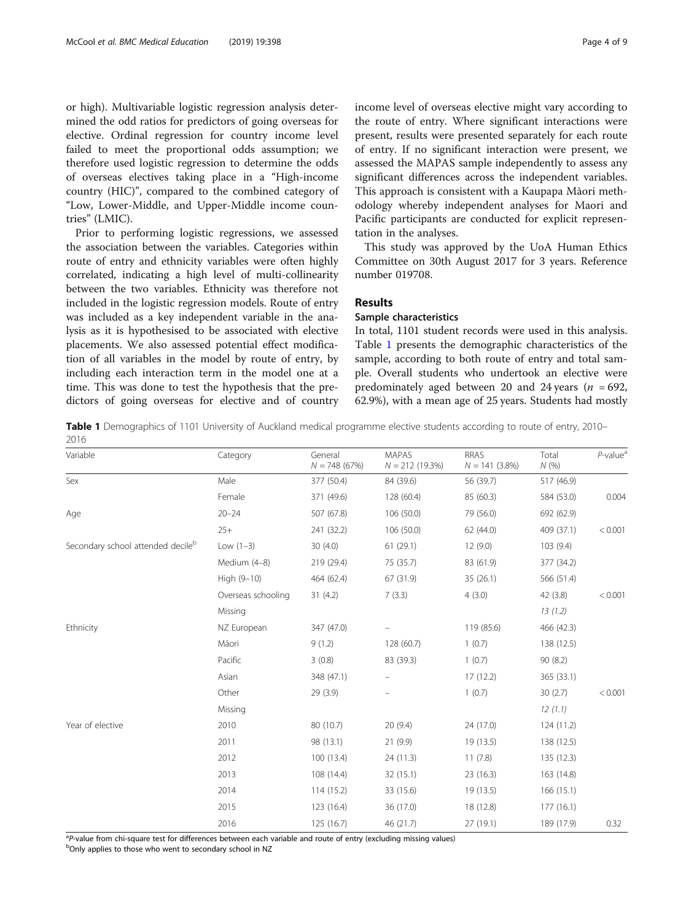or high). Multivariable logistic regression analysis determined the odd ratios for predictors of going overseas for elective. Ordinal regression for country income level failed to meet the proportional odds assumption; we therefore used logistic regression to determine the odds of overseas electives taking place in a "High-income country (HIC)", compared to the combined category of "Low, Lower-Middle, and Upper-Middle income countries" (LMIC).

Prior to performing logistic regressions, we assessed the association between the variables. Categories within route of entry and ethnicity variables were often highly correlated, indicating a high level of multi-collinearity between the two variables. Ethnicity was therefore not included in the logistic regression models. Route of entry was included as a key independent variable in the analysis as it is hypothesised to be associated with elective placements. We also assessed potential effect modification of all variables in the model by route of entry, by including each interaction term in the model one at a time. This was done to test the hypothesis that the predictors of going overseas for elective and of country income level of overseas elective might vary according to the route of entry. Where significant interactions were present, results were presented separately for each route of entry. If no significant interaction were present, we assessed the MAPAS sample independently to assess any significant differences across the independent variables. This approach is consistent with a Kaupapa Māori methodology whereby independent analyses for Maori and Pacific participants are conducted for explicit representation in the analyses.

This study was approved by the UoA Human Ethics Committee on 30th August 2017 for 3 years. Reference number 019708.

## Results

### Sample characteristics

In total, 1101 student records were used in this analysis. Table 1 presents the demographic characteristics of the sample, according to both route of entry and total sample. Overall students who undertook an elective were predominately aged between 20 and 24 years ($n$ = 692, 62.9%), with a mean age of 25 years. Students had mostly

**Table 1** Demographics of 1101 University of Auckland medical programme elective students according to route of entry, 2010–2016

| Variable | Category | General $N$ = 748 (67%) | MAPAS $N$ = 212 (19.3%) | RRAS $N$ = 141 (3.8%) | Total $N$ (%) | $P$-value[a] |
|---|---|---|---|---|---|---|
| Sex | Male | 377 (50.4) | 84 (39.6) | 56 (39.7) | 517 (46.9) | |
| | Female | 371 (49.6) | 128 (60.4) | 85 (60.3) | 584 (53.0) | 0.004 |
| Age | 20–24 | 507 (67.8) | 106 (50.0) | 79 (56.0) | 692 (62.9) | |
| | 25+ | 241 (32.2) | 106 (50.0) | 62 (44.0) | 409 (37.1) | < 0.001 |
| Secondary school attended decile[b] | Low (1–3) | 30 (4.0) | 61 (29.1) | 12 (9.0) | 103 (9.4) | |
| | Medium (4–8) | 219 (29.4) | 75 (35.7) | 83 (61.9) | 377 (34.2) | |
| | High (9–10) | 464 (62.4) | 67 (31.9) | 35 (26.1) | 566 (51.4) | |
| | Overseas schooling | 31 (4.2) | 7 (3.3) | 4 (3.0) | 42 (3.8) | < 0.001 |
| | Missing | | | | *13 (1.2)* | |
| Ethnicity | NZ European | 347 (47.0) | – | 119 (85.6) | 466 (42.3) | |
| | Māori | 9 (1.2) | 128 (60.7) | 1 (0.7) | 138 (12.5) | |
| | Pacific | 3 (0.8) | 83 (39.3) | 1 (0.7) | 90 (8.2) | |
| | Asian | 348 (47.1) | – | 17 (12.2) | 365 (33.1) | |
| | Other | 29 (3.9) | – | 1 (0.7) | 30 (2.7) | < 0.001 |
| | Missing | | | | *12 (1.1)* | |
| Year of elective | 2010 | 80 (10.7) | 20 (9.4) | 24 (17.0) | 124 (11.2) | |
| | 2011 | 98 (13.1) | 21 (9.9) | 19 (13.5) | 138 (12.5) | |
| | 2012 | 100 (13.4) | 24 (11.3) | 11 (7.8) | 135 (12.3) | |
| | 2013 | 108 (14.4) | 32 (15.1) | 23 (16.3) | 163 (14.8) | |
| | 2014 | 114 (15.2) | 33 (15.6) | 19 (13.5) | 166 (15.1) | |
| | 2015 | 123 (16.4) | 36 (17.0) | 18 (12.8) | 177 (16.1) | |
| | 2016 | 125 (16.7) | 46 (21.7) | 27 (19.1) | 189 (17.9) | 0.32 |

[a]$P$-value from chi-square test for differences between each variable and route of entry (excluding missing values)
[b]Only applies to those who went to secondary school in NZ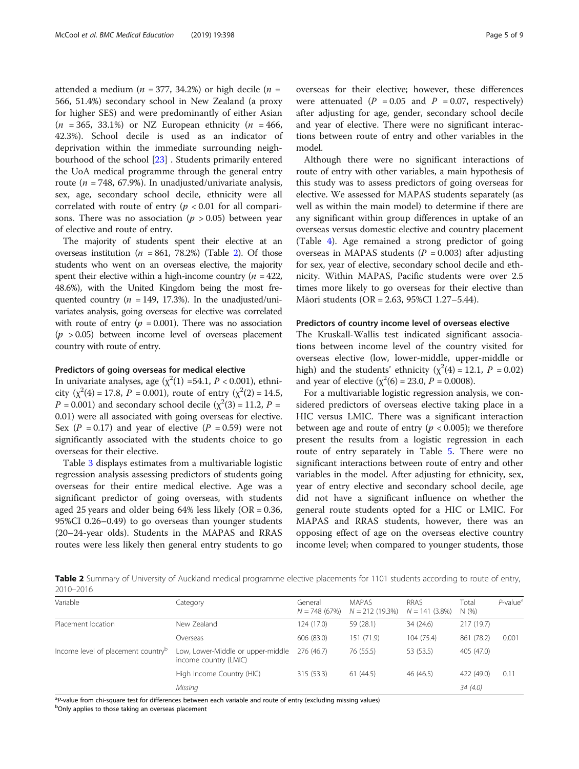attended a medium ($n$ = 377, 34.2%) or high decile ($n$ = 566, 51.4%) secondary school in New Zealand (a proxy for higher SES) and were predominantly of either Asian ($n$ = 365, 33.1%) or NZ European ethnicity ($n$ = 466, 42.3%). School decile is used as an indicator of deprivation within the immediate surrounding neighbourhood of the school [23] . Students primarily entered the UoA medical programme through the general entry route ($n$ = 748, 67.9%). In unadjusted/univariate analysis, sex, age, secondary school decile, ethnicity were all correlated with route of entry ($p < 0.01$ for all comparisons. There was no association ($p > 0.05$) between year of elective and route of entry.

The majority of students spent their elective at an overseas institution ($n$ = 861, 78.2%) (Table 2). Of those students who went on an overseas elective, the majority spent their elective within a high-income country ($n$ = 422, 48.6%), with the United Kingdom being the most frequented country ($n$ = 149, 17.3%). In the unadjusted/univariates analysis, going overseas for elective was correlated with route of entry ($p = 0.001$). There was no association ($p > 0.05$) between income level of overseas placement country with route of entry.

### Predictors of going overseas for medical elective

In univariate analyses, age ($\chi^2(1)$ =54.1, $P < 0.001$), ethnicity ($\chi^2(4) = 17.8$, $P = 0.001$), route of entry ($\chi^2(2) = 14.5$, $P = 0.001$) and secondary school decile ($\chi^2(3) = 11.2$, $P = 0.01$) were all associated with going overseas for elective. Sex ($P = 0.17$) and year of elective ($P = 0.59$) were not significantly associated with the students choice to go overseas for their elective.

Table 3 displays estimates from a multivariable logistic regression analysis assessing predictors of students going overseas for their entire medical elective. Age was a significant predictor of going overseas, with students aged 25 years and older being 64% less likely (OR = 0.36, 95%CI 0.26–0.49) to go overseas than younger students (20–24-year olds). Students in the MAPAS and RRAS routes were less likely then general entry students to go overseas for their elective; however, these differences were attenuated ($P = 0.05$ and $P = 0.07$, respectively) after adjusting for age, gender, secondary school decile and year of elective. There were no significant interactions between route of entry and other variables in the model.

Although there were no significant interactions of route of entry with other variables, a main hypothesis of this study was to assess predictors of going overseas for elective. We assessed for MAPAS students separately (as well as within the main model) to determine if there are any significant within group differences in uptake of an overseas versus domestic elective and country placement (Table 4). Age remained a strong predictor of going overseas in MAPAS students ($P = 0.003$) after adjusting for sex, year of elective, secondary school decile and ethnicity. Within MAPAS, Pacific students were over 2.5 times more likely to go overseas for their elective than Māori students (OR = 2.63, 95%CI 1.27–5.44).

### Predictors of country income level of overseas elective

The Kruskall-Wallis test indicated significant associations between income level of the country visited for overseas elective (low, lower-middle, upper-middle or high) and the students' ethnicity ($\chi^2(4) = 12.1$, $P = 0.02$) and year of elective ($\chi^2(6) = 23.0$, $P = 0.0008$).

For a multivariable logistic regression analysis, we considered predictors of overseas elective taking place in a HIC versus LMIC. There was a significant interaction between age and route of entry ($p < 0.005$); we therefore present the results from a logistic regression in each route of entry separately in Table 5. There were no significant interactions between route of entry and other variables in the model. After adjusting for ethnicity, sex, year of entry elective and secondary school decile, age did not have a significant influence on whether the general route students opted for a HIC or LMIC. For MAPAS and RRAS students, however, there was an opposing effect of age on the overseas elective country income level; when compared to younger students, those

**Table 2** Summary of University of Auckland medical programme elective placements for 1101 students according to route of entry, 2010–2016

| Variable | Category | General $N$ = 748 (67%) | MAPAS $N$ = 212 (19.3%) | RRAS $N$ = 141 (3.8%) | Total N (%) | $P$-value[a] |
|---|---|---|---|---|---|---|
| Placement location | New Zealand | 124 (17.0) | 59 (28.1) | 34 (24.6) | 217 (19.7) | |
| | Overseas | 606 (83.0) | 151 (71.9) | 104 (75.4) | 861 (78.2) | 0.001 |
| Income level of placement country[b] | Low, Lower-Middle or upper-middle income country (LMIC) | 276 (46.7) | 76 (55.5) | 53 (53.5) | 405 (47.0) | |
| | High Income Country (HIC) | 315 (53.3) | 61 (44.5) | 46 (46.5) | 422 (49.0) | 0.11 |
| | *Missing* | | | | *34 (4.0)* | |

[a]$P$-value from chi-square test for differences between each variable and route of entry (excluding missing values)
[b]Only applies to those taking an overseas placement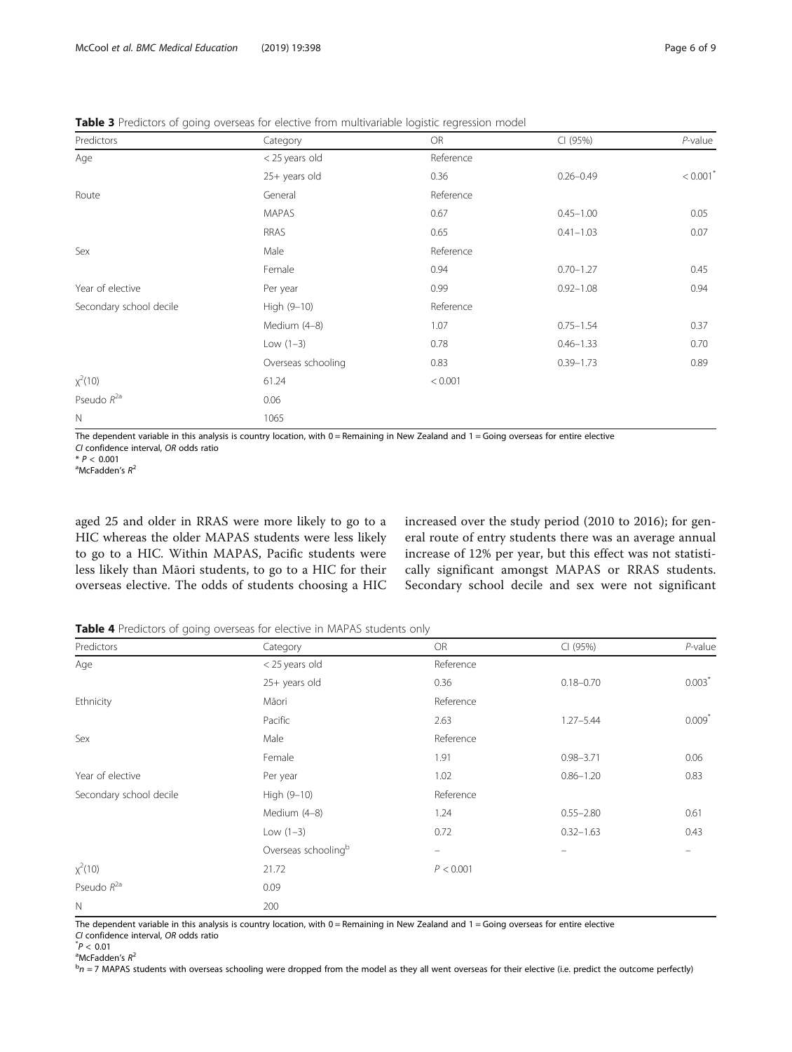**Table 3** Predictors of going overseas for elective from multivariable logistic regression model

| Predictors | Category | OR | CI (95%) | *P*-value |
|---|---|---|---|---|
| Age | < 25 years old | Reference | | |
| | 25+ years old | 0.36 | 0.26–0.49 | < 0.001* |
| Route | General | Reference | | |
| | MAPAS | 0.67 | 0.45–1.00 | 0.05 |
| | RRAS | 0.65 | 0.41–1.03 | 0.07 |
| Sex | Male | Reference | | |
| | Female | 0.94 | 0.70–1.27 | 0.45 |
| Year of elective | Per year | 0.99 | 0.92–1.08 | 0.94 |
| Secondary school decile | High (9–10) | Reference | | |
| | Medium (4–8) | 1.07 | 0.75–1.54 | 0.37 |
| | Low (1–3) | 0.78 | 0.46–1.33 | 0.70 |
| | Overseas schooling | 0.83 | 0.39–1.73 | 0.89 |
| $\chi^2(10)$ | 61.24 | < 0.001 | | |
| Pseudo $R^{2a}$ | 0.06 | | | |
| N | 1065 | | | |

The dependent variable in this analysis is country location, with 0 = Remaining in New Zealand and 1 = Going overseas for entire elective
*CI* confidence interval, *OR* odds ratio
* $P < 0.001$
[a]McFadden's $R^2$

aged 25 and older in RRAS were more likely to go to a HIC whereas the older MAPAS students were less likely to go to a HIC. Within MAPAS, Pacific students were less likely than Māori students, to go to a HIC for their overseas elective. The odds of students choosing a HIC increased over the study period (2010 to 2016); for general route of entry students there was an average annual increase of 12% per year, but this effect was not statistically significant amongst MAPAS or RRAS students. Secondary school decile and sex were not significant

**Table 4** Predictors of going overseas for elective in MAPAS students only

| Predictors | Category | OR | CI (95%) | *P*-value |
|---|---|---|---|---|
| Age | < 25 years old | Reference | | |
| | 25+ years old | 0.36 | 0.18–0.70 | 0.003* |
| Ethnicity | Māori | Reference | | |
| | Pacific | 2.63 | 1.27–5.44 | 0.009* |
| Sex | Male | Reference | | |
| | Female | 1.91 | 0.98–3.71 | 0.06 |
| Year of elective | Per year | 1.02 | 0.86–1.20 | 0.83 |
| Secondary school decile | High (9–10) | Reference | | |
| | Medium (4–8) | 1.24 | 0.55–2.80 | 0.61 |
| | Low (1–3) | 0.72 | 0.32–1.63 | 0.43 |
| | Overseas schooling[b] | – | – | – |
| $\chi^2(10)$ | 21.72 | $P < 0.001$ | | |
| Pseudo $R^{2a}$ | 0.09 | | | |
| N | 200 | | | |

The dependent variable in this analysis is country location, with 0 = Remaining in New Zealand and 1 = Going overseas for entire elective
*CI* confidence interval, *OR* odds ratio
* $P < 0.01$
[a]McFadden's $R^2$
[b]$n = 7$ MAPAS students with overseas schooling were dropped from the model as they all went overseas for their elective (i.e. predict the outcome perfectly)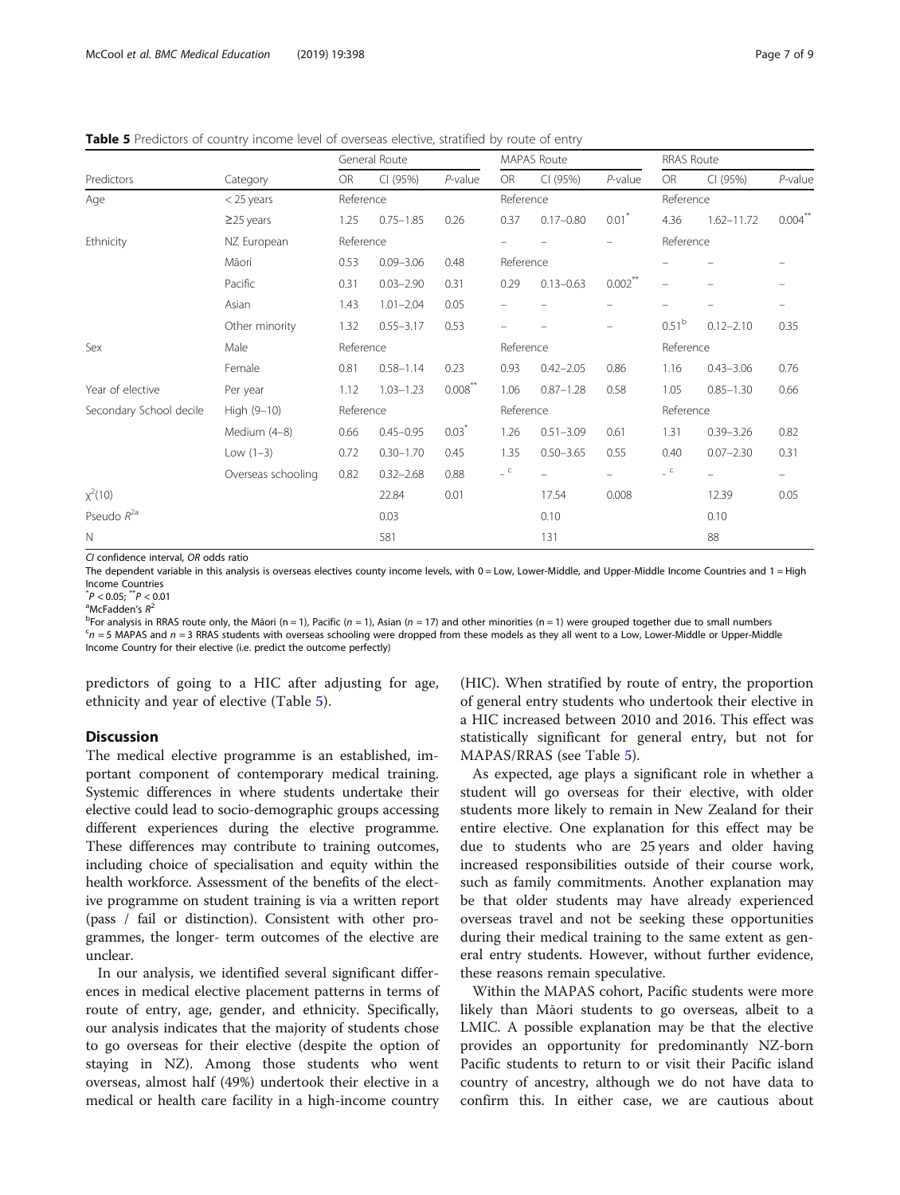**Table 5** Predictors of country income level of overseas elective, stratified by route of entry

| Predictors | Category | General Route | | | MAPAS Route | | | RRAS Route | | |
|---|---|---|---|---|---|---|---|---|---|---|
| | | OR | CI (95%) | *P*-value | OR | CI (95%) | *P*-value | OR | CI (95%) | *P*-value |
| Age | < 25 years | Reference | | | Reference | | | Reference | | |
| | ≥25 years | 1.25 | 0.75–1.85 | 0.26 | 0.37 | 0.17–0.80 | 0.01* | 4.36 | 1.62–11.72 | 0.004** |
| Ethnicity | NZ European | Reference | | | – | – | – | Reference | | |
| | Māori | 0.53 | 0.09–3.06 | 0.48 | Reference | | | – | – | – |
| | Pacific | 0.31 | 0.03–2.90 | 0.31 | 0.29 | 0.13–0.63 | 0.002** | – | – | – |
| | Asian | 1.43 | 1.01–2.04 | 0.05 | – | – | – | – | – | – |
| | Other minority | 1.32 | 0.55–3.17 | 0.53 | – | – | – | 0.51[b] | 0.12–2.10 | 0.35 |
| Sex | Male | Reference | | | Reference | | | Reference | | |
| | Female | 0.81 | 0.58–1.14 | 0.23 | 0.93 | 0.42–2.05 | 0.86 | 1.16 | 0.43–3.06 | 0.76 |
| Year of elective | Per year | 1.12 | 1.03–1.23 | 0.008** | 1.06 | 0.87–1.28 | 0.58 | 1.05 | 0.85–1.30 | 0.66 |
| Secondary School decile | High (9–10) | Reference | | | Reference | | | Reference | | |
| | Medium (4–8) | 0.66 | 0.45–0.95 | 0.03* | 1.26 | 0.51–3.09 | 0.61 | 1.31 | 0.39–3.26 | 0.82 |
| | Low (1–3) | 0.72 | 0.30–1.70 | 0.45 | 1.35 | 0.50–3.65 | 0.55 | 0.40 | 0.07–2.30 | 0.31 |
| | Overseas schooling | 0.82 | 0.32–2.68 | 0.88 | -[c] | – | – | -[c] | – | – |
| $\chi^2(10)$ | | | 22.84 | 0.01 | | 17.54 | 0.008 | | 12.39 | 0.05 |
| Pseudo $R^{2a}$ | | | 0.03 | | | 0.10 | | | 0.10 | |
| N | | | 581 | | | 131 | | | 88 | |

*CI* confidence interval, *OR* odds ratio

The dependent variable in this analysis is overseas electives county income levels, with 0 = Low, Lower-Middle, and Upper-Middle Income Countries and 1 = High Income Countries

*$P < 0.05$; **$P < 0.01$

[a]McFadden's $R^2$

[b]For analysis in RRAS route only, the Māori (n = 1), Pacific (*n* = 1), Asian (*n* = 17) and other minorities (n = 1) were grouped together due to small numbers

[c]*n* = 5 MAPAS and *n* = 3 RRAS students with overseas schooling were dropped from these models as they all went to a Low, Lower-Middle or Upper-Middle Income Country for their elective (i.e. predict the outcome perfectly)

predictors of going to a HIC after adjusting for age, ethnicity and year of elective (Table 5).

## Discussion

The medical elective programme is an established, important component of contemporary medical training. Systemic differences in where students undertake their elective could lead to socio-demographic groups accessing different experiences during the elective programme. These differences may contribute to training outcomes, including choice of specialisation and equity within the health workforce. Assessment of the benefits of the elective programme on student training is via a written report (pass / fail or distinction). Consistent with other programmes, the longer- term outcomes of the elective are unclear.

In our analysis, we identified several significant differences in medical elective placement patterns in terms of route of entry, age, gender, and ethnicity. Specifically, our analysis indicates that the majority of students chose to go overseas for their elective (despite the option of staying in NZ). Among those students who went overseas, almost half (49%) undertook their elective in a medical or health care facility in a high-income country (HIC). When stratified by route of entry, the proportion of general entry students who undertook their elective in a HIC increased between 2010 and 2016. This effect was statistically significant for general entry, but not for MAPAS/RRAS (see Table 5).

As expected, age plays a significant role in whether a student will go overseas for their elective, with older students more likely to remain in New Zealand for their entire elective. One explanation for this effect may be due to students who are 25 years and older having increased responsibilities outside of their course work, such as family commitments. Another explanation may be that older students may have already experienced overseas travel and not be seeking these opportunities during their medical training to the same extent as general entry students. However, without further evidence, these reasons remain speculative.

Within the MAPAS cohort, Pacific students were more likely than Māori students to go overseas, albeit to a LMIC. A possible explanation may be that the elective provides an opportunity for predominantly NZ-born Pacific students to return to or visit their Pacific island country of ancestry, although we do not have data to confirm this. In either case, we are cautious about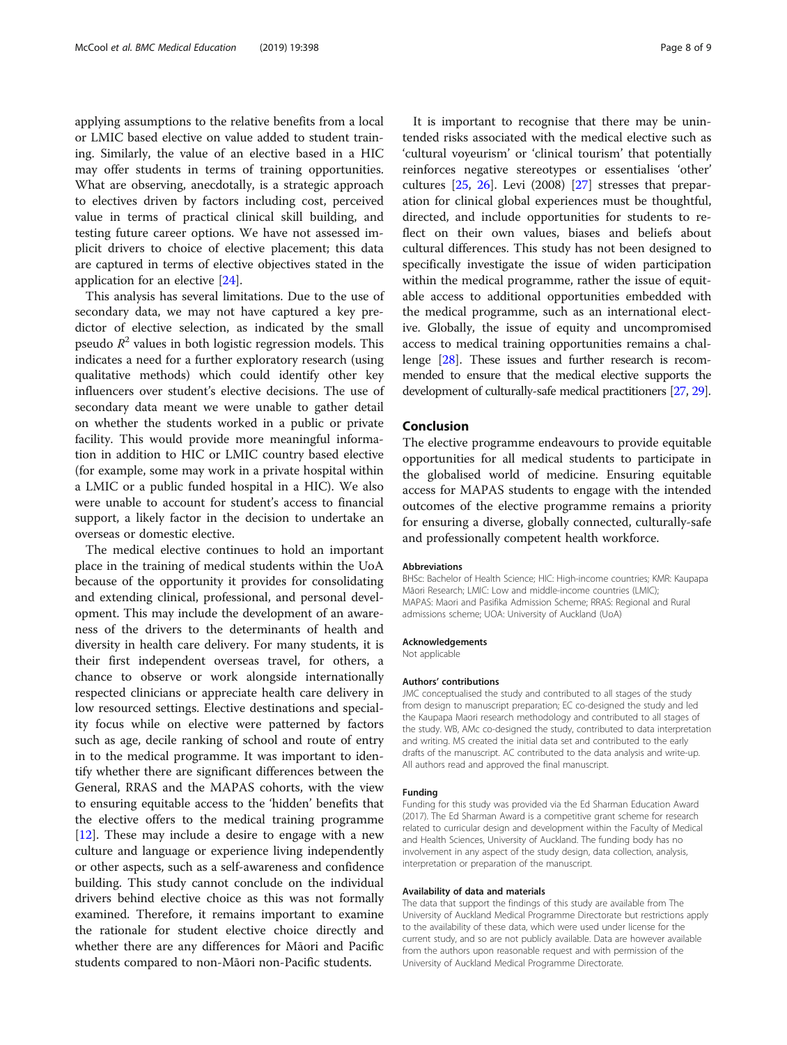applying assumptions to the relative benefits from a local or LMIC based elective on value added to student training. Similarly, the value of an elective based in a HIC may offer students in terms of training opportunities. What are observing, anecdotally, is a strategic approach to electives driven by factors including cost, perceived value in terms of practical clinical skill building, and testing future career options. We have not assessed implicit drivers to choice of elective placement; this data are captured in terms of elective objectives stated in the application for an elective [24].

This analysis has several limitations. Due to the use of secondary data, we may not have captured a key predictor of elective selection, as indicated by the small pseudo $R^2$ values in both logistic regression models. This indicates a need for a further exploratory research (using qualitative methods) which could identify other key influencers over student's elective decisions. The use of secondary data meant we were unable to gather detail on whether the students worked in a public or private facility. This would provide more meaningful information in addition to HIC or LMIC country based elective (for example, some may work in a private hospital within a LMIC or a public funded hospital in a HIC). We also were unable to account for student's access to financial support, a likely factor in the decision to undertake an overseas or domestic elective.

The medical elective continues to hold an important place in the training of medical students within the UoA because of the opportunity it provides for consolidating and extending clinical, professional, and personal development. This may include the development of an awareness of the drivers to the determinants of health and diversity in health care delivery. For many students, it is their first independent overseas travel, for others, a chance to observe or work alongside internationally respected clinicians or appreciate health care delivery in low resourced settings. Elective destinations and speciality focus while on elective were patterned by factors such as age, decile ranking of school and route of entry in to the medical programme. It was important to identify whether there are significant differences between the General, RRAS and the MAPAS cohorts, with the view to ensuring equitable access to the 'hidden' benefits that the elective offers to the medical training programme [12]. These may include a desire to engage with a new culture and language or experience living independently or other aspects, such as a self-awareness and confidence building. This study cannot conclude on the individual drivers behind elective choice as this was not formally examined. Therefore, it remains important to examine the rationale for student elective choice directly and whether there are any differences for Māori and Pacific students compared to non-Māori non-Pacific students.

It is important to recognise that there may be unintended risks associated with the medical elective such as 'cultural voyeurism' or 'clinical tourism' that potentially reinforces negative stereotypes or essentialises 'other' cultures [25, 26]. Levi (2008) [27] stresses that preparation for clinical global experiences must be thoughtful, directed, and include opportunities for students to reflect on their own values, biases and beliefs about cultural differences. This study has not been designed to specifically investigate the issue of widen participation within the medical programme, rather the issue of equitable access to additional opportunities embedded with the medical programme, such as an international elective. Globally, the issue of equity and uncompromised access to medical training opportunities remains a challenge [28]. These issues and further research is recommended to ensure that the medical elective supports the development of culturally-safe medical practitioners [27, 29].

## Conclusion

The elective programme endeavours to provide equitable opportunities for all medical students to participate in the globalised world of medicine. Ensuring equitable access for MAPAS students to engage with the intended outcomes of the elective programme remains a priority for ensuring a diverse, globally connected, culturally-safe and professionally competent health workforce.

#### Abbreviations

BHSc: Bachelor of Health Science; HIC: High-income countries; KMR: Kaupapa Māori Research; LMIC: Low and middle-income countries (LMIC); MAPAS: Maori and Pasifika Admission Scheme; RRAS: Regional and Rural admissions scheme; UOA: University of Auckland (UoA)

#### Acknowledgements

Not applicable

#### Authors' contributions

JMC conceptualised the study and contributed to all stages of the study from design to manuscript preparation; EC co-designed the study and led the Kaupapa Maori research methodology and contributed to all stages of the study. WB, AMc co-designed the study, contributed to data interpretation and writing. MS created the initial data set and contributed to the early drafts of the manuscript. AC contributed to the data analysis and write-up. All authors read and approved the final manuscript.

#### Funding

Funding for this study was provided via the Ed Sharman Education Award (2017). The Ed Sharman Award is a competitive grant scheme for research related to curricular design and development within the Faculty of Medical and Health Sciences, University of Auckland. The funding body has no involvement in any aspect of the study design, data collection, analysis, interpretation or preparation of the manuscript.

#### Availability of data and materials

The data that support the findings of this study are available from The University of Auckland Medical Programme Directorate but restrictions apply to the availability of these data, which were used under license for the current study, and so are not publicly available. Data are however available from the authors upon reasonable request and with permission of the University of Auckland Medical Programme Directorate.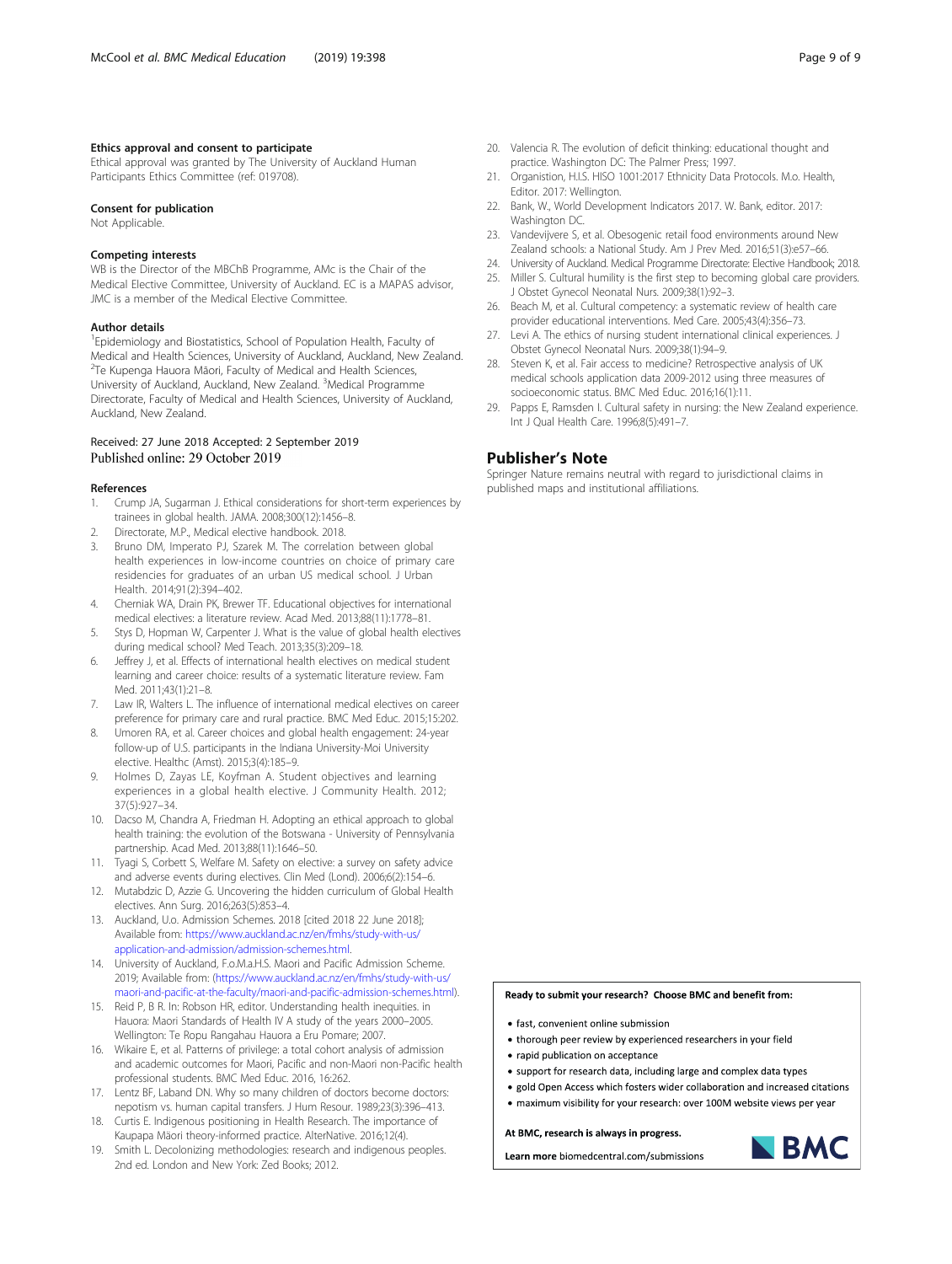### Ethics approval and consent to participate

Ethical approval was granted by The University of Auckland Human Participants Ethics Committee (ref: 019708).

### Consent for publication

Not Applicable.

### Competing interests

WB is the Director of the MBChB Programme, AMc is the Chair of the Medical Elective Committee, University of Auckland. EC is a MAPAS advisor, JMC is a member of the Medical Elective Committee.

### Author details

[1]Epidemiology and Biostatistics, School of Population Health, Faculty of Medical and Health Sciences, University of Auckland, Auckland, New Zealand. [2]Te Kupenga Hauora Māori, Faculty of Medical and Health Sciences, University of Auckland, Auckland, New Zealand. [3]Medical Programme Directorate, Faculty of Medical and Health Sciences, University of Auckland, Auckland, New Zealand.

Received: 27 June 2018 Accepted: 2 September 2019
Published online: 29 October 2019

### References

1. Crump JA, Sugarman J. Ethical considerations for short-term experiences by trainees in global health. JAMA. 2008;300(12):1456–8.
2. Directorate, M.P., Medical elective handbook. 2018.
3. Bruno DM, Imperato PJ, Szarek M. The correlation between global health experiences in low-income countries on choice of primary care residencies for graduates of an urban US medical school. J Urban Health. 2014;91(2):394–402.
4. Cherniak WA, Drain PK, Brewer TF. Educational objectives for international medical electives: a literature review. Acad Med. 2013;88(11):1778–81.
5. Stys D, Hopman W, Carpenter J. What is the value of global health electives during medical school? Med Teach. 2013;35(3):209–18.
6. Jeffrey J, et al. Effects of international health electives on medical student learning and career choice: results of a systematic literature review. Fam Med. 2011;43(1):21–8.
7. Law IR, Walters L. The influence of international medical electives on career preference for primary care and rural practice. BMC Med Educ. 2015;15:202.
8. Umoren RA, et al. Career choices and global health engagement: 24-year follow-up of U.S. participants in the Indiana University-Moi University elective. Healthc (Amst). 2015;3(4):185–9.
9. Holmes D, Zayas LE, Koyfman A. Student objectives and learning experiences in a global health elective. J Community Health. 2012; 37(5):927–34.
10. Dacso M, Chandra A, Friedman H. Adopting an ethical approach to global health training: the evolution of the Botswana - University of Pennsylvania partnership. Acad Med. 2013;88(11):1646–50.
11. Tyagi S, Corbett S, Welfare M. Safety on elective: a survey on safety advice and adverse events during electives. Clin Med (Lond). 2006;6(2):154–6.
12. Mutabdzic D, Azzie G. Uncovering the hidden curriculum of Global Health electives. Ann Surg. 2016;263(5):853–4.
13. Auckland, U.o. Admission Schemes. 2018 [cited 2018 22 June 2018]; Available from: https://www.auckland.ac.nz/en/fmhs/study-with-us/application-and-admission/admission-schemes.html.
14. University of Auckland, F.o.M.a.H.S. Maori and Pacific Admission Scheme. 2019; Available from: (https://www.auckland.ac.nz/en/fmhs/study-with-us/maori-and-pacific-at-the-faculty/maori-and-pacific-admission-schemes.html).
15. Reid P, B R. In: Robson HR, editor. Understanding health inequities. in Hauora: Maori Standards of Health IV A study of the years 2000–2005. Wellington: Te Ropu Rangahau Hauora a Eru Pomare; 2007.
16. Wikaire E, et al. Patterns of privilege: a total cohort analysis of admission and academic outcomes for Maori, Pacific and non-Maori non-Pacific health professional students. BMC Med Educ. 2016, 16:262.
17. Lentz BF, Laband DN. Why so many children of doctors become doctors: nepotism vs. human capital transfers. J Hum Resour. 1989;23(3):396–413.
18. Curtis E. Indigenous positioning in Health Research. The importance of Kaupapa Māori theory-informed practice. AlterNative. 2016;12(4).
19. Smith L. Decolonizing methodologies: research and indigenous peoples. 2nd ed. London and New York: Zed Books; 2012.
20. Valencia R. The evolution of deficit thinking: educational thought and practice. Washington DC: The Palmer Press; 1997.
21. Organistion, H.I.S. HISO 1001:2017 Ethnicity Data Protocols. M.o. Health, Editor. 2017: Wellington.
22. Bank, W., World Development Indicators 2017. W. Bank, editor. 2017: Washington DC.
23. Vandevijvere S, et al. Obesogenic retail food environments around New Zealand schools: a National Study. Am J Prev Med. 2016;51(3):e57–66.
24. University of Auckland. Medical Programme Directorate: Elective Handbook; 2018.
25. Miller S. Cultural humility is the first step to becoming global care providers. J Obstet Gynecol Neonatal Nurs. 2009;38(1):92–3.
26. Beach M, et al. Cultural competency: a systematic review of health care provider educational interventions. Med Care. 2005;43(4):356–73.
27. Levi A. The ethics of nursing student international clinical experiences. J Obstet Gynecol Neonatal Nurs. 2009;38(1):94–9.
28. Steven K, et al. Fair access to medicine? Retrospective analysis of UK medical schools application data 2009-2012 using three measures of socioeconomic status. BMC Med Educ. 2016;16(1):11.
29. Papps E, Ramsden I. Cultural safety in nursing: the New Zealand experience. Int J Qual Health Care. 1996;8(5):491–7.

## Publisher's Note

Springer Nature remains neutral with regard to jurisdictional claims in published maps and institutional affiliations.

**Ready to submit your research? Choose BMC and benefit from:**

- fast, convenient online submission
- thorough peer review by experienced researchers in your field
- rapid publication on acceptance
- support for research data, including large and complex data types
- gold Open Access which fosters wider collaboration and increased citations
- maximum visibility for your research: over 100M website views per year

**At BMC, research is always in progress.**

**Learn more** biomedcentral.com/submissions

BMC